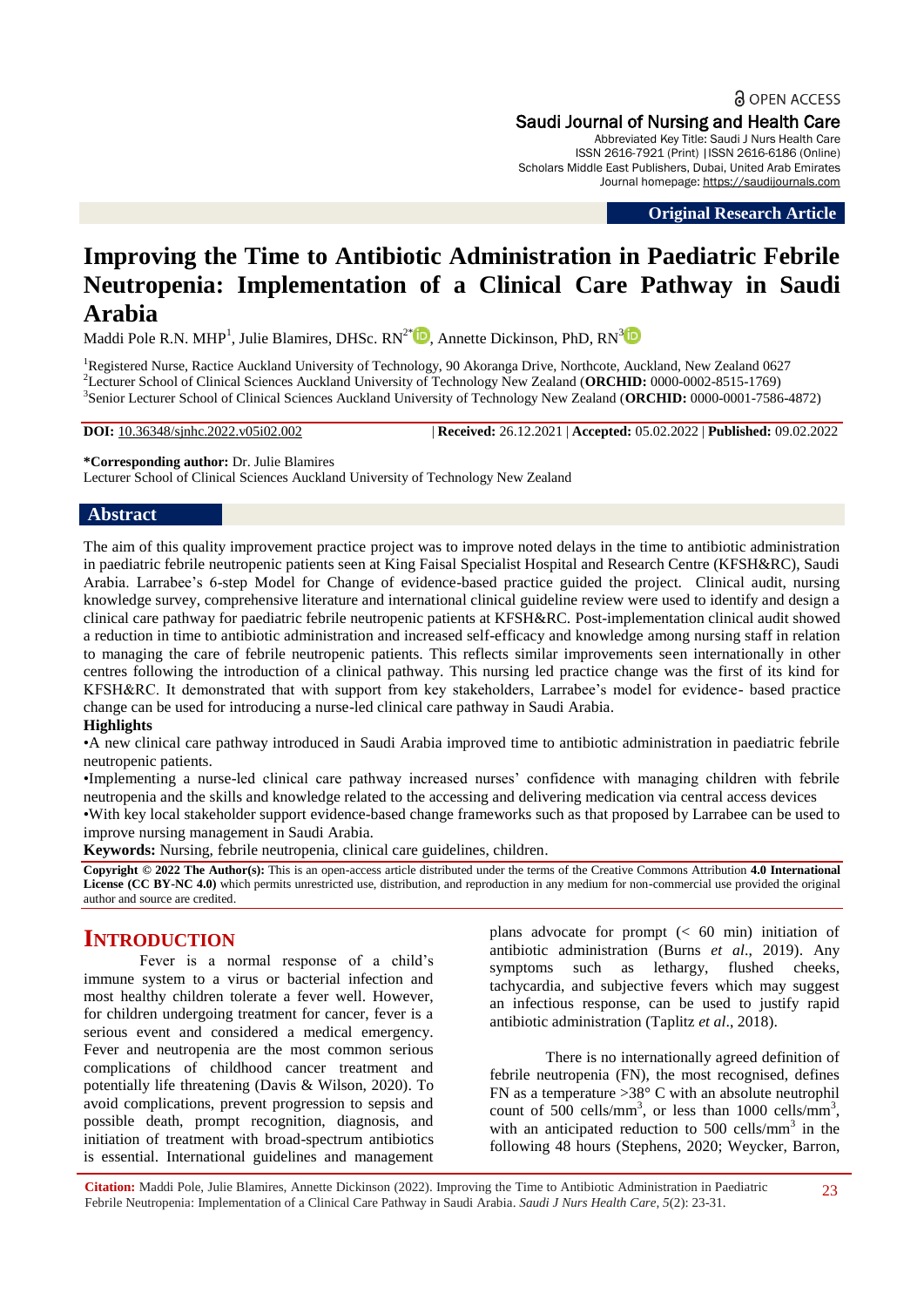OPEN ACCESS

Saudi Journal of Nursing and Health Care

Abbreviated Key Title: Saudi J Nurs Health Care
ISSN 2616-7921 (Print) |ISSN 2616-6186 (Online)
Scholars Middle East Publishers, Dubai, United Arab Emirates
Journal homepage: https://saudijournals.com

**Original Research Article**

# Improving the Time to Antibiotic Administration in Paediatric Febrile Neutropenia: Implementation of a Clinical Care Pathway in Saudi Arabia

Maddi Pole R.N. MHP[1], Julie Blamires, DHSc. RN[2*], Annette Dickinson, PhD, RN[3]

[1]Registered Nurse, Ractice Auckland University of Technology, 90 Akoranga Drive, Northcote, Auckland, New Zealand 0627
[2]Lecturer School of Clinical Sciences Auckland University of Technology New Zealand (**ORCHID:** 0000-0002-8515-1769)
[3]Senior Lecturer School of Clinical Sciences Auckland University of Technology New Zealand (**ORCHID:** 0000-0001-7586-4872)

**DOI:** 10.36348/sjnhc.2022.v05i02.002 | **Received:** 26.12.2021 | **Accepted:** 05.02.2022 | **Published:** 09.02.2022

**\*Corresponding author:** Dr. Julie Blamires
Lecturer School of Clinical Sciences Auckland University of Technology New Zealand

## Abstract

The aim of this quality improvement practice project was to improve noted delays in the time to antibiotic administration in paediatric febrile neutropenic patients seen at King Faisal Specialist Hospital and Research Centre (KFSH&RC), Saudi Arabia. Larrabee's 6-step Model for Change of evidence-based practice guided the project. Clinical audit, nursing knowledge survey, comprehensive literature and international clinical guideline review were used to identify and design a clinical care pathway for paediatric febrile neutropenic patients at KFSH&RC. Post-implementation clinical audit showed a reduction in time to antibiotic administration and increased self-efficacy and knowledge among nursing staff in relation to managing the care of febrile neutropenic patients. This reflects similar improvements seen internationally in other centres following the introduction of a clinical pathway. This nursing led practice change was the first of its kind for KFSH&RC. It demonstrated that with support from key stakeholders, Larrabee's model for evidence- based practice change can be used for introducing a nurse-led clinical care pathway in Saudi Arabia.

**Highlights**

- A new clinical care pathway introduced in Saudi Arabia improved time to antibiotic administration in paediatric febrile neutropenic patients.
- Implementing a nurse-led clinical care pathway increased nurses' confidence with managing children with febrile neutropenia and the skills and knowledge related to the accessing and delivering medication via central access devices
- With key local stakeholder support evidence-based change frameworks such as that proposed by Larrabee can be used to improve nursing management in Saudi Arabia.

**Keywords:** Nursing, febrile neutropenia, clinical care guidelines, children.

**Copyright © 2022 The Author(s):** This is an open-access article distributed under the terms of the Creative Commons Attribution **4.0 International License (CC BY-NC 4.0)** which permits unrestricted use, distribution, and reproduction in any medium for non-commercial use provided the original author and source are credited.

## INTRODUCTION

Fever is a normal response of a child's immune system to a virus or bacterial infection and most healthy children tolerate a fever well. However, for children undergoing treatment for cancer, fever is a serious event and considered a medical emergency. Fever and neutropenia are the most common serious complications of childhood cancer treatment and potentially life threatening (Davis & Wilson, 2020). To avoid complications, prevent progression to sepsis and possible death, prompt recognition, diagnosis, and initiation of treatment with broad-spectrum antibiotics is essential. International guidelines and management plans advocate for prompt (< 60 min) initiation of antibiotic administration (Burns *et al*., 2019). Any symptoms such as lethargy, flushed cheeks, tachycardia, and subjective fevers which may suggest an infectious response, can be used to justify rapid antibiotic administration (Taplitz *et al*., 2018).

There is no internationally agreed definition of febrile neutropenia (FN), the most recognised, defines FN as a temperature >38° C with an absolute neutrophil count of 500 cells/mm$^3$, or less than 1000 cells/mm$^3$, with an anticipated reduction to 500 cells/mm$^3$ in the following 48 hours (Stephens, 2020; Weycker, Barron,

**Citation:** Maddi Pole, Julie Blamires, Annette Dickinson (2022). Improving the Time to Antibiotic Administration in Paediatric Febrile Neutropenia: Implementation of a Clinical Care Pathway in Saudi Arabia. *Saudi J Nurs Health Care, 5*(2): 23-31.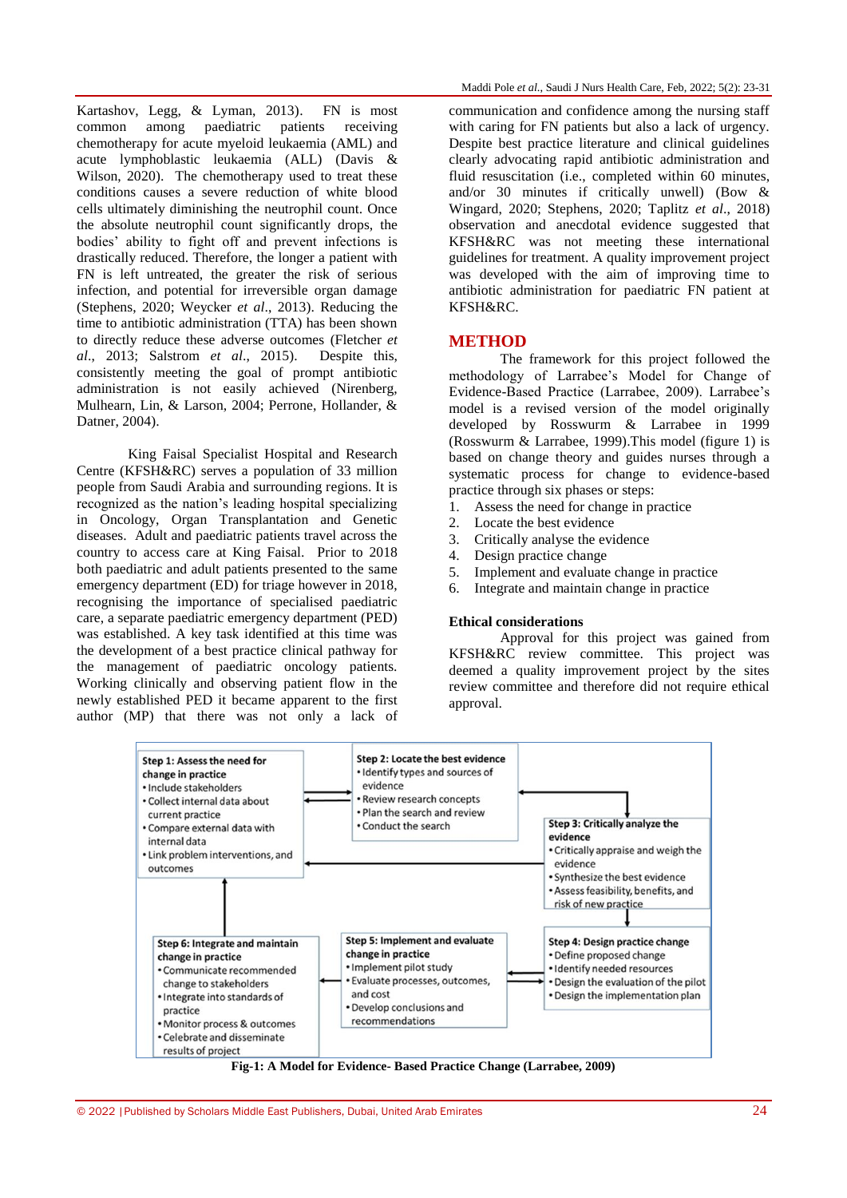Kartashov, Legg, & Lyman, 2013). FN is most common among paediatric patients receiving chemotherapy for acute myeloid leukaemia (AML) and acute lymphoblastic leukaemia (ALL) (Davis & Wilson, 2020). The chemotherapy used to treat these conditions causes a severe reduction of white blood cells ultimately diminishing the neutrophil count. Once the absolute neutrophil count significantly drops, the bodies' ability to fight off and prevent infections is drastically reduced. Therefore, the longer a patient with FN is left untreated, the greater the risk of serious infection, and potential for irreversible organ damage (Stephens, 2020; Weycker *et al*., 2013). Reducing the time to antibiotic administration (TTA) has been shown to directly reduce these adverse outcomes (Fletcher *et al*., 2013; Salstrom *et al*., 2015). Despite this, consistently meeting the goal of prompt antibiotic administration is not easily achieved (Nirenberg, Mulhearn, Lin, & Larson, 2004; Perrone, Hollander, & Datner, 2004).

King Faisal Specialist Hospital and Research Centre (KFSH&RC) serves a population of 33 million people from Saudi Arabia and surrounding regions. It is recognized as the nation's leading hospital specializing in Oncology, Organ Transplantation and Genetic diseases. Adult and paediatric patients travel across the country to access care at King Faisal. Prior to 2018 both paediatric and adult patients presented to the same emergency department (ED) for triage however in 2018, recognising the importance of specialised paediatric care, a separate paediatric emergency department (PED) was established. A key task identified at this time was the development of a best practice clinical pathway for the management of paediatric oncology patients. Working clinically and observing patient flow in the newly established PED it became apparent to the first author (MP) that there was not only a lack of communication and confidence among the nursing staff with caring for FN patients but also a lack of urgency. Despite best practice literature and clinical guidelines clearly advocating rapid antibiotic administration and fluid resuscitation (i.e., completed within 60 minutes, and/or 30 minutes if critically unwell) (Bow & Wingard, 2020; Stephens, 2020; Taplitz *et al*., 2018) observation and anecdotal evidence suggested that KFSH&RC was not meeting these international guidelines for treatment. A quality improvement project was developed with the aim of improving time to antibiotic administration for paediatric FN patient at KFSH&RC.

## METHOD

The framework for this project followed the methodology of Larrabee's Model for Change of Evidence-Based Practice (Larrabee, 2009). Larrabee's model is a revised version of the model originally developed by Rosswurm & Larrabee in 1999 (Rosswurm & Larrabee, 1999).This model (figure 1) is based on change theory and guides nurses through a systematic process for change to evidence-based practice through six phases or steps:

1. Assess the need for change in practice
2. Locate the best evidence
3. Critically analyse the evidence
4. Design practice change
5. Implement and evaluate change in practice
6. Integrate and maintain change in practice

### Ethical considerations

Approval for this project was gained from KFSH&RC review committee. This project was deemed a quality improvement project by the sites review committee and therefore did not require ethical approval.

**Step 1: Assess the need for change in practice**
- Include stakeholders
- Collect internal data about current practice
- Compare external data with internal data
- Link problem interventions, and outcomes

**Step 2: Locate the best evidence**
- Identify types and sources of evidence
- Review research concepts
- Plan the search and review
- Conduct the search

**Step 3: Critically analyze the evidence**
- Critically appraise and weigh the evidence
- Synthesize the best evidence
- Assess feasibility, benefits, and risk of new practice

**Step 4: Design practice change**
- Define proposed change
- Identify needed resources
- Design the evaluation of the pilot
- Design the implementation plan

**Step 5: Implement and evaluate change in practice**
- Implement pilot study
- Evaluate processes, outcomes, and cost
- Develop conclusions and recommendations

**Step 6: Integrate and maintain change in practice**
- Communicate recommended change to stakeholders
- Integrate into standards of practice
- Monitor process & outcomes
- Celebrate and disseminate results of project

**Fig-1: A Model for Evidence- Based Practice Change (Larrabee, 2009)**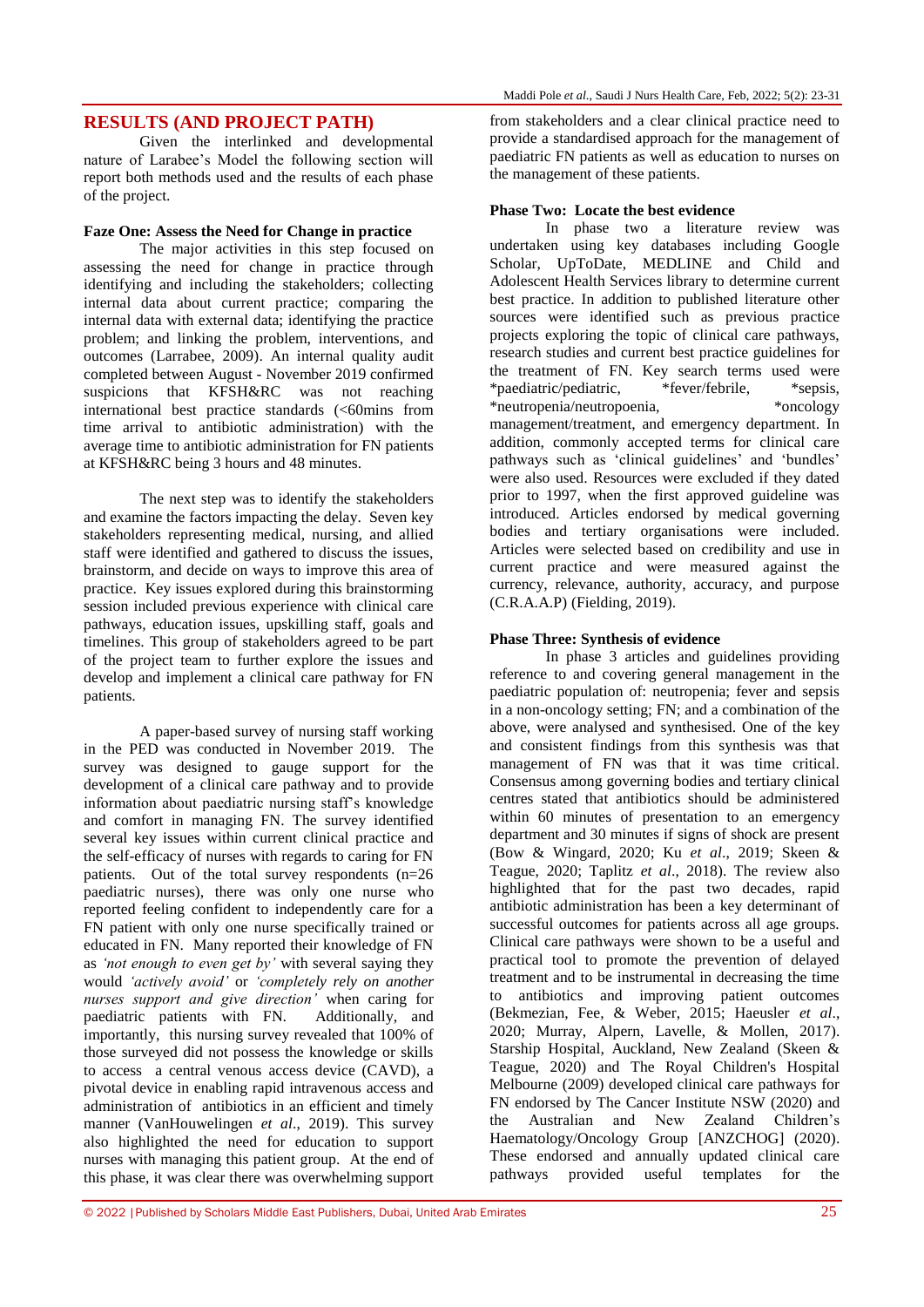## RESULTS (AND PROJECT PATH)

Given the interlinked and developmental nature of Larabee's Model the following section will report both methods used and the results of each phase of the project.

### Faze One: Assess the Need for Change in practice

The major activities in this step focused on assessing the need for change in practice through identifying and including the stakeholders; collecting internal data about current practice; comparing the internal data with external data; identifying the practice problem; and linking the problem, interventions, and outcomes (Larrabee, 2009). An internal quality audit completed between August - November 2019 confirmed suspicions that KFSH&RC was not reaching international best practice standards (<60mins from time arrival to antibiotic administration) with the average time to antibiotic administration for FN patients at KFSH&RC being 3 hours and 48 minutes.

The next step was to identify the stakeholders and examine the factors impacting the delay. Seven key stakeholders representing medical, nursing, and allied staff were identified and gathered to discuss the issues, brainstorm, and decide on ways to improve this area of practice. Key issues explored during this brainstorming session included previous experience with clinical care pathways, education issues, upskilling staff, goals and timelines. This group of stakeholders agreed to be part of the project team to further explore the issues and develop and implement a clinical care pathway for FN patients.

A paper-based survey of nursing staff working in the PED was conducted in November 2019. The survey was designed to gauge support for the development of a clinical care pathway and to provide information about paediatric nursing staff's knowledge and comfort in managing FN. The survey identified several key issues within current clinical practice and the self-efficacy of nurses with regards to caring for FN patients. Out of the total survey respondents (n=26 paediatric nurses), there was only one nurse who reported feeling confident to independently care for a FN patient with only one nurse specifically trained or educated in FN. Many reported their knowledge of FN as *'not enough to even get by'* with several saying they would *'actively avoid'* or *'completely rely on another nurses support and give direction'* when caring for paediatric patients with FN. Additionally, and importantly, this nursing survey revealed that 100% of those surveyed did not possess the knowledge or skills to access a central venous access device (CAVD), a pivotal device in enabling rapid intravenous access and administration of antibiotics in an efficient and timely manner (VanHouwelingen *et al*., 2019). This survey also highlighted the need for education to support nurses with managing this patient group. At the end of this phase, it was clear there was overwhelming support from stakeholders and a clear clinical practice need to provide a standardised approach for the management of paediatric FN patients as well as education to nurses on the management of these patients.

### Phase Two: Locate the best evidence

In phase two a literature review was undertaken using key databases including Google Scholar, UpToDate, MEDLINE and Child and Adolescent Health Services library to determine current best practice. In addition to published literature other sources were identified such as previous practice projects exploring the topic of clinical care pathways, research studies and current best practice guidelines for the treatment of FN. Key search terms used were *paediatric/pediatric, *fever/febrile, *sepsis, *neutropenia/neutropoenia, *oncology management/treatment, and emergency department. In addition, commonly accepted terms for clinical care pathways such as 'clinical guidelines' and 'bundles' were also used. Resources were excluded if they dated prior to 1997, when the first approved guideline was introduced. Articles endorsed by medical governing bodies and tertiary organisations were included. Articles were selected based on credibility and use in current practice and were measured against the currency, relevance, authority, accuracy, and purpose (C.R.A.A.P) (Fielding, 2019).

### Phase Three: Synthesis of evidence

In phase 3 articles and guidelines providing reference to and covering general management in the paediatric population of: neutropenia; fever and sepsis in a non-oncology setting; FN; and a combination of the above, were analysed and synthesised. One of the key and consistent findings from this synthesis was that management of FN was that it was time critical. Consensus among governing bodies and tertiary clinical centres stated that antibiotics should be administered within 60 minutes of presentation to an emergency department and 30 minutes if signs of shock are present (Bow & Wingard, 2020; Ku *et al*., 2019; Skeen & Teague, 2020; Taplitz *et al*., 2018). The review also highlighted that for the past two decades, rapid antibiotic administration has been a key determinant of successful outcomes for patients across all age groups. Clinical care pathways were shown to be a useful and practical tool to promote the prevention of delayed treatment and to be instrumental in decreasing the time to antibiotics and improving patient outcomes (Bekmezian, Fee, & Weber, 2015; Haeusler *et al*., 2020; Murray, Alpern, Lavelle, & Mollen, 2017). Starship Hospital, Auckland, New Zealand (Skeen & Teague, 2020) and The Royal Children's Hospital Melbourne (2009) developed clinical care pathways for FN endorsed by The Cancer Institute NSW (2020) and the Australian and New Zealand Children's Haematology/Oncology Group [ANZCHOG] (2020). These endorsed and annually updated clinical care pathways provided useful templates for the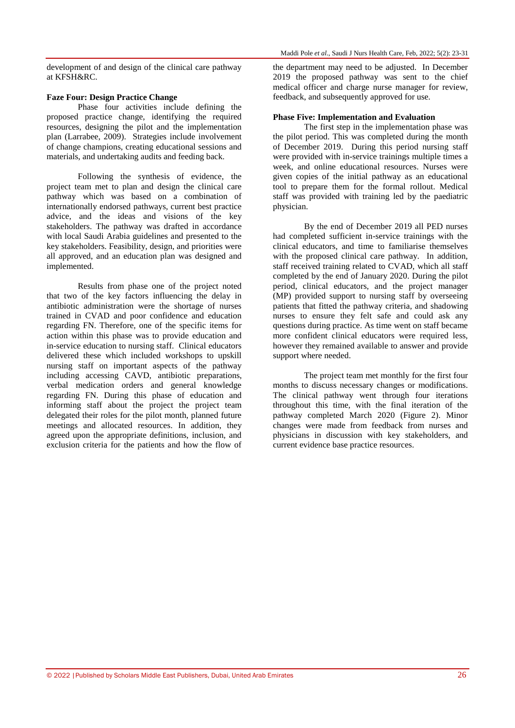development of and design of the clinical care pathway at KFSH&RC.

**Faze Four: Design Practice Change**

Phase four activities include defining the proposed practice change, identifying the required resources, designing the pilot and the implementation plan (Larrabee, 2009). Strategies include involvement of change champions, creating educational sessions and materials, and undertaking audits and feeding back.

Following the synthesis of evidence, the project team met to plan and design the clinical care pathway which was based on a combination of internationally endorsed pathways, current best practice advice, and the ideas and visions of the key stakeholders. The pathway was drafted in accordance with local Saudi Arabia guidelines and presented to the key stakeholders. Feasibility, design, and priorities were all approved, and an education plan was designed and implemented.

Results from phase one of the project noted that two of the key factors influencing the delay in antibiotic administration were the shortage of nurses trained in CVAD and poor confidence and education regarding FN. Therefore, one of the specific items for action within this phase was to provide education and in-service education to nursing staff. Clinical educators delivered these which included workshops to upskill nursing staff on important aspects of the pathway including accessing CAVD, antibiotic preparations, verbal medication orders and general knowledge regarding FN. During this phase of education and informing staff about the project the project team delegated their roles for the pilot month, planned future meetings and allocated resources. In addition, they agreed upon the appropriate definitions, inclusion, and exclusion criteria for the patients and how the flow of the department may need to be adjusted. In December 2019 the proposed pathway was sent to the chief medical officer and charge nurse manager for review, feedback, and subsequently approved for use.

**Phase Five: Implementation and Evaluation**

The first step in the implementation phase was the pilot period. This was completed during the month of December 2019. During this period nursing staff were provided with in-service trainings multiple times a week, and online educational resources. Nurses were given copies of the initial pathway as an educational tool to prepare them for the formal rollout. Medical staff was provided with training led by the paediatric physician.

By the end of December 2019 all PED nurses had completed sufficient in-service trainings with the clinical educators, and time to familiarise themselves with the proposed clinical care pathway. In addition, staff received training related to CVAD, which all staff completed by the end of January 2020. During the pilot period, clinical educators, and the project manager (MP) provided support to nursing staff by overseeing patients that fitted the pathway criteria, and shadowing nurses to ensure they felt safe and could ask any questions during practice. As time went on staff became more confident clinical educators were required less, however they remained available to answer and provide support where needed.

The project team met monthly for the first four months to discuss necessary changes or modifications. The clinical pathway went through four iterations throughout this time, with the final iteration of the pathway completed March 2020 (Figure 2). Minor changes were made from feedback from nurses and physicians in discussion with key stakeholders, and current evidence base practice resources.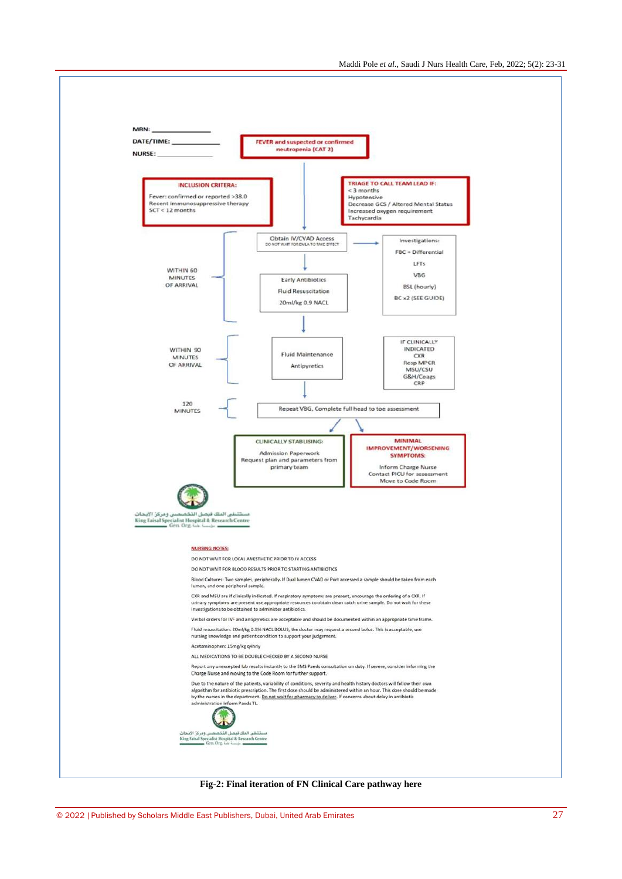MRN: _______________

DATE/TIME: ____________

NURSE: _______________

**FEVER and suspected or confirmed neutropenia (CAT 2)**

**INCLUSION CRITERA:**

Fever: confirmed or reported >38.0
Recent immunosuppressive therapy
SCT < 12 months

**TRIAGE TO CALL TEAM LEAD IF:**

< 3 months
Hypotensive
Decrease GCS / Altered Mental Status
Increased oxygen requirement
Tachycardia

**WITHIN 60 MINUTES OF ARRIVAL**

Obtain IV/CVAD Access
DO NOT WAIT FOR EMLA TO TAKE EFFECT

Early Antibiotics
Fluid Resuscitation
20ml/kg 0.9 NACL

Investigations:
FBC + Differential
LFTs
VBG
BSL (hourly)
BC x2 (SEE GUIDE)

**WITHIN 90 MINUTES OF ARRIVAL**

Fluid Maintenance
Antipyretics

IF CLINICALLY INDICATED
CXR
Resp MPCR
MSU/CSU
G&H/Coags
CRP

**120 MINUTES**

Repeat VBG, Complete full head to toe assessment

**CLINICALLY STABLISING:**

Admission Paperwork
Request plan and parameters from primary team

**MINIMAL IMPROVEMENT/WORSENING SYMPTOMS:**

Inform Charge Nurse
Contact PICU for assessment
Move to Code Room

مستشفى الملك فيصل التخصصي ومركز الأبحاث
King Faisal Specialist Hospital & Research Centre
Gen. Org. مؤسسة عامة

**NURSING NOTES:**

DO NOT WAIT FOR LOCAL ANESTHETIC PRIOR TO IV ACCESS

DO NOT WAIT FOR BLOOD RESULTS PRIOR TO STARTING ANTIBIOTICS

Blood Cultures: Two samples, peripherally. If Dual lumen CVAD or Port accessed a sample should be taken from each lumen, and one peripheral sample.

CXR and MSU are if clinically indicated. If respiratory symptoms are present, encourage the ordering of a CXR. If urinary symptoms are present use appropriate resources to obtain clean catch urine sample. Do not wait for these investigations to be obtained to administer antibiotics.

Verbal orders for IVF and antipyretics are acceptable and should be documented within an appropriate time frame.

Fluid resuscitation: 20ml/kg 0.9% NACL BOLUS, the doctor may request a second bolus. This is acceptable, use nursing knowledge and patient condition to support your judgement.

Acetaminophen: 15mg/kg q4hrly

ALL MEDICATIONS TO BE DOUBLE CHECKED BY A SECOND NURSE

Report any unexcepted lab results instantly to the EMS Paeds consultation on duty. If severe, consider informing the Charge Nurse and moving to the Code Room for further support.

Due to the nature of the patients, variability of conditions, severity and health history doctors will follow their own algorithm for antibiotic prescription. The first dose should be administered within an hour. This dose should be made by the nurses in the department. Do not wait for pharmacy to deliver. If concerns about delay in antibiotic administration inform Paeds TL.

مستشفى الملك فيصل التخصصي ومركز الأبحاث
King Faisal Specialist Hospital & Research Centre
Gen. Org. مؤسسة عامة

**Fig-2: Final iteration of FN Clinical Care pathway here**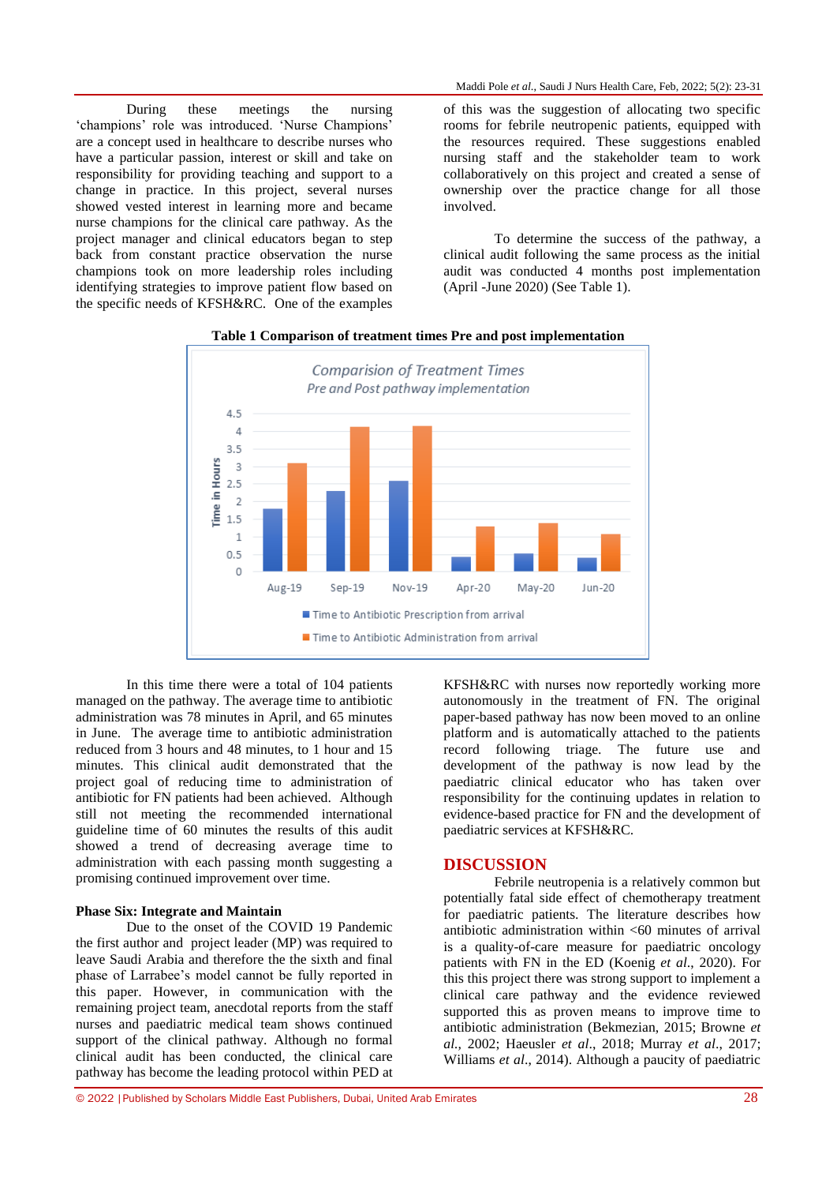During these meetings the nursing 'champions' role was introduced. 'Nurse Champions' are a concept used in healthcare to describe nurses who have a particular passion, interest or skill and take on responsibility for providing teaching and support to a change in practice. In this project, several nurses showed vested interest in learning more and became nurse champions for the clinical care pathway. As the project manager and clinical educators began to step back from constant practice observation the nurse champions took on more leadership roles including identifying strategies to improve patient flow based on the specific needs of KFSH&RC. One of the examples of this was the suggestion of allocating two specific rooms for febrile neutropenic patients, equipped with the resources required. These suggestions enabled nursing staff and the stakeholder team to work collaboratively on this project and created a sense of ownership over the practice change for all those involved.

To determine the success of the pathway, a clinical audit following the same process as the initial audit was conducted 4 months post implementation (April -June 2020) (See Table 1).

**Table 1 Comparison of treatment times Pre and post implementation**

Comparision of Treatment Times
Pre and Post pathway implementation

| Month | Time to Antibiotic Prescription from arrival (hours) | Time to Antibiotic Administration from arrival (hours) |
|---|---|---|
| Aug-19 | ~1.8 | ~3.1 |
| Sep-19 | ~2.3 | ~4.1 |
| Nov-19 | ~2.6 | ~4.1 |
| Apr-20 | ~0.4 | ~1.3 |
| May-20 | ~0.5 | ~1.4 |
| Jun-20 | ~0.4 | ~1.1 |

In this time there were a total of 104 patients managed on the pathway. The average time to antibiotic administration was 78 minutes in April, and 65 minutes in June. The average time to antibiotic administration reduced from 3 hours and 48 minutes, to 1 hour and 15 minutes. This clinical audit demonstrated that the project goal of reducing time to administration of antibiotic for FN patients had been achieved. Although still not meeting the recommended international guideline time of 60 minutes the results of this audit showed a trend of decreasing average time to administration with each passing month suggesting a promising continued improvement over time.

**Phase Six: Integrate and Maintain**

Due to the onset of the COVID 19 Pandemic the first author and project leader (MP) was required to leave Saudi Arabia and therefore the the sixth and final phase of Larrabee's model cannot be fully reported in this paper. However, in communication with the remaining project team, anecdotal reports from the staff nurses and paediatric medical team shows continued support of the clinical pathway. Although no formal clinical audit has been conducted, the clinical care pathway has become the leading protocol within PED at KFSH&RC with nurses now reportedly working more autonomously in the treatment of FN. The original paper-based pathway has now been moved to an online platform and is automatically attached to the patients record following triage. The future use and development of the pathway is now lead by the paediatric clinical educator who has taken over responsibility for the continuing updates in relation to evidence-based practice for FN and the development of paediatric services at KFSH&RC.

## DISCUSSION

Febrile neutropenia is a relatively common but potentially fatal side effect of chemotherapy treatment for paediatric patients. The literature describes how antibiotic administration within <60 minutes of arrival is a quality-of-care measure for paediatric oncology patients with FN in the ED (Koenig *et al.*, 2020). For this this project there was strong support to implement a clinical care pathway and the evidence reviewed supported this as proven means to improve time to antibiotic administration (Bekmezian, 2015; Browne *et al.*, 2002; Haeusler *et al.*, 2018; Murray *et al.*, 2017; Williams *et al.*, 2014). Although a paucity of paediatric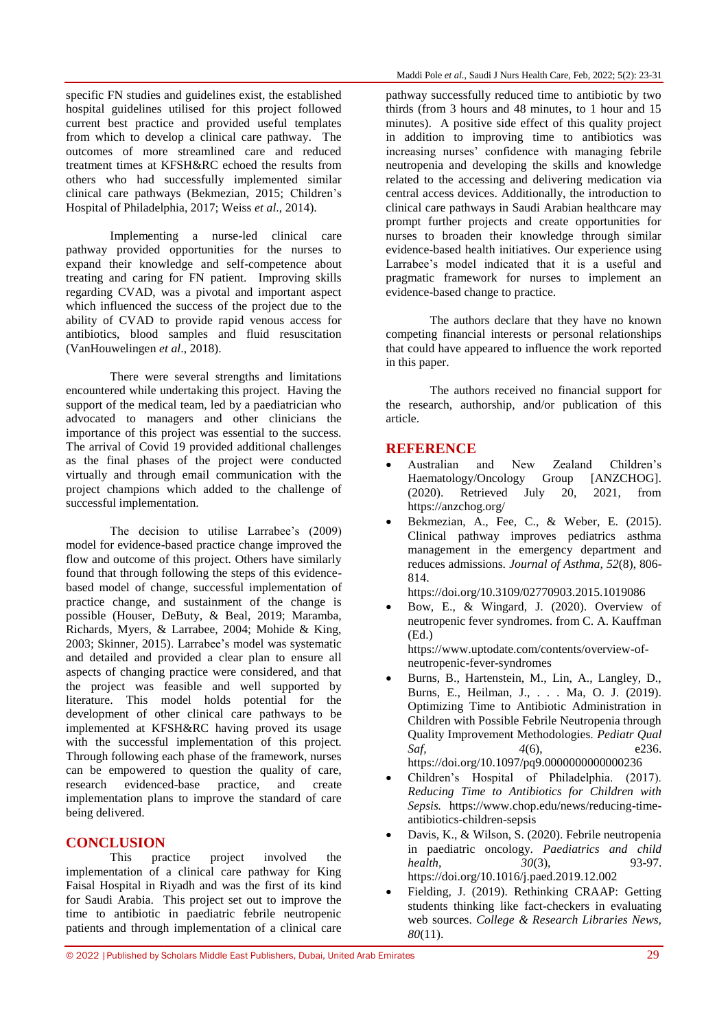specific FN studies and guidelines exist, the established hospital guidelines utilised for this project followed current best practice and provided useful templates from which to develop a clinical care pathway. The outcomes of more streamlined care and reduced treatment times at KFSH&RC echoed the results from others who had successfully implemented similar clinical care pathways (Bekmezian, 2015; Children's Hospital of Philadelphia, 2017; Weiss *et al*., 2014).

Implementing a nurse-led clinical care pathway provided opportunities for the nurses to expand their knowledge and self-competence about treating and caring for FN patient. Improving skills regarding CVAD, was a pivotal and important aspect which influenced the success of the project due to the ability of CVAD to provide rapid venous access for antibiotics, blood samples and fluid resuscitation (VanHouwelingen *et al*., 2018).

There were several strengths and limitations encountered while undertaking this project. Having the support of the medical team, led by a paediatrician who advocated to managers and other clinicians the importance of this project was essential to the success. The arrival of Covid 19 provided additional challenges as the final phases of the project were conducted virtually and through email communication with the project champions which added to the challenge of successful implementation.

The decision to utilise Larrabee's (2009) model for evidence-based practice change improved the flow and outcome of this project. Others have similarly found that through following the steps of this evidence-based model of change, successful implementation of practice change, and sustainment of the change is possible (Houser, DeButy, & Beal, 2019; Maramba, Richards, Myers, & Larrabee, 2004; Mohide & King, 2003; Skinner, 2015). Larrabee's model was systematic and detailed and provided a clear plan to ensure all aspects of changing practice were considered, and that the project was feasible and well supported by literature. This model holds potential for the development of other clinical care pathways to be implemented at KFSH&RC having proved its usage with the successful implementation of this project. Through following each phase of the framework, nurses can be empowered to question the quality of care, research evidenced-base practice, and create implementation plans to improve the standard of care being delivered.

## CONCLUSION

This practice project involved the implementation of a clinical care pathway for King Faisal Hospital in Riyadh and was the first of its kind for Saudi Arabia. This project set out to improve the time to antibiotic in paediatric febrile neutropenic patients and through implementation of a clinical care pathway successfully reduced time to antibiotic by two thirds (from 3 hours and 48 minutes, to 1 hour and 15 minutes). A positive side effect of this quality project in addition to improving time to antibiotics was increasing nurses' confidence with managing febrile neutropenia and developing the skills and knowledge related to the accessing and delivering medication via central access devices. Additionally, the introduction to clinical care pathways in Saudi Arabian healthcare may prompt further projects and create opportunities for nurses to broaden their knowledge through similar evidence-based health initiatives. Our experience using Larrabee's model indicated that it is a useful and pragmatic framework for nurses to implement an evidence-based change to practice.

The authors declare that they have no known competing financial interests or personal relationships that could have appeared to influence the work reported in this paper.

The authors received no financial support for the research, authorship, and/or publication of this article.

## REFERENCE

- Australian and New Zealand Children's Haematology/Oncology Group [ANZCHOG]. (2020). Retrieved July 20, 2021, from https://anzchog.org/
- Bekmezian, A., Fee, C., & Weber, E. (2015). Clinical pathway improves pediatrics asthma management in the emergency department and reduces admissions. *Journal of Asthma, 52*(8), 806-814. https://doi.org/10.3109/02770903.2015.1019086
- Bow, E., & Wingard, J. (2020). Overview of neutropenic fever syndromes. from C. A. Kauffman (Ed.) https://www.uptodate.com/contents/overview-of-neutropenic-fever-syndromes
- Burns, B., Hartenstein, M., Lin, A., Langley, D., Burns, E., Heilman, J., . . . Ma, O. J. (2019). Optimizing Time to Antibiotic Administration in Children with Possible Febrile Neutropenia through Quality Improvement Methodologies. *Pediatr Qual Saf*, *4*(6), e236. https://doi.org/10.1097/pq9.0000000000000236
- Children's Hospital of Philadelphia. (2017). *Reducing Time to Antibiotics for Children with Sepsis.* https://www.chop.edu/news/reducing-time-antibiotics-children-sepsis
- Davis, K., & Wilson, S. (2020). Febrile neutropenia in paediatric oncology. *Paediatrics and child health*, *30*(3), 93-97. https://doi.org/10.1016/j.paed.2019.12.002
- Fielding, J. (2019). Rethinking CRAAP: Getting students thinking like fact-checkers in evaluating web sources. *College & Research Libraries News*, *80*(11).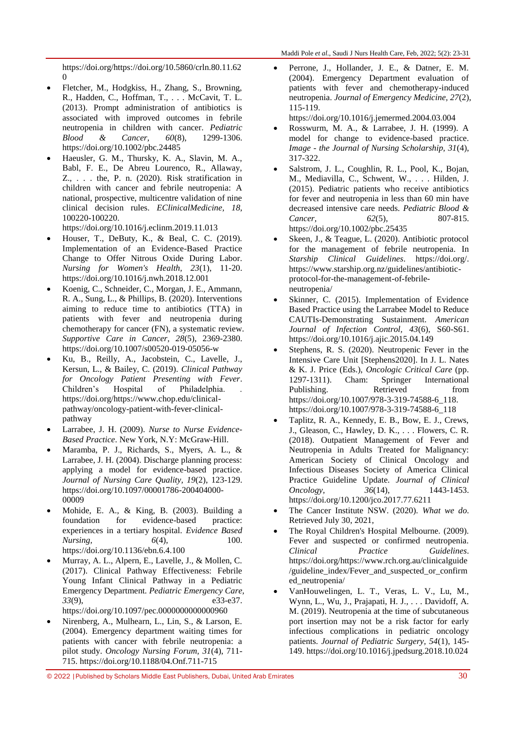https://doi.org/https://doi.org/10.5860/crln.80.11.620

- Fletcher, M., Hodgkiss, H., Zhang, S., Browning, R., Hadden, C., Hoffman, T., . . . McCavit, T. L. (2013). Prompt administration of antibiotics is associated with improved outcomes in febrile neutropenia in children with cancer. *Pediatric Blood & Cancer, 60*(8), 1299-1306. https://doi.org/10.1002/pbc.24485
- Haeusler, G. M., Thursky, K. A., Slavin, M. A., Babl, F. E., De Abreu Lourenco, R., Allaway, Z., . . . the, P. n. (2020). Risk stratification in children with cancer and febrile neutropenia: A national, prospective, multicentre validation of nine clinical decision rules. *EClinicalMedicine, 18*, 100220-100220. https://doi.org/10.1016/j.eclinm.2019.11.013
- Houser, T., DeButy, K., & Beal, C. C. (2019). Implementation of an Evidence-Based Practice Change to Offer Nitrous Oxide During Labor. *Nursing for Women's Health, 23*(1), 11-20. https://doi.org/10.1016/j.nwh.2018.12.001
- Koenig, C., Schneider, C., Morgan, J. E., Ammann, R. A., Sung, L., & Phillips, B. (2020). Interventions aiming to reduce time to antibiotics (TTA) in patients with fever and neutropenia during chemotherapy for cancer (FN), a systematic review. *Supportive Care in Cancer, 28*(5), 2369-2380. https://doi.org/10.1007/s00520-019-05056-w
- Ku, B., Reilly, A., Jacobstein, C., Lavelle, J., Kersun, L., & Bailey, C. (2019). *Clinical Pathway for Oncology Patient Presenting with Fever*. Children's Hospital of Philadelphia. . https://doi.org/https://www.chop.edu/clinical-pathway/oncology-patient-with-fever-clinical-pathway
- Larrabee, J. H. (2009). *Nurse to Nurse Evidence-Based Practice*. New York, N.Y: McGraw-Hill.
- Maramba, P. J., Richards, S., Myers, A. L., & Larrabee, J. H. (2004). Discharge planning process: applying a model for evidence-based practice. *Journal of Nursing Care Quality, 19*(2), 123-129. https://doi.org/10.1097/00001786-200404000-00009
- Mohide, E. A., & King, B. (2003). Building a foundation for evidence-based practice: experiences in a tertiary hospital. *Evidence Based Nursing, 6*(4), 100. https://doi.org/10.1136/ebn.6.4.100
- Murray, A. L., Alpern, E., Lavelle, J., & Mollen, C. (2017). Clinical Pathway Effectiveness: Febrile Young Infant Clinical Pathway in a Pediatric Emergency Department. *Pediatric Emergency Care, 33*(9), e33-e37. https://doi.org/10.1097/pec.0000000000000960
- Nirenberg, A., Mulhearn, L., Lin, S., & Larson, E. (2004). Emergency department waiting times for patients with cancer with febrile neutropenia: a pilot study. *Oncology Nursing Forum, 31*(4), 711-715. https://doi.org/10.1188/04.Onf.711-715
- Perrone, J., Hollander, J. E., & Datner, E. M. (2004). Emergency Department evaluation of patients with fever and chemotherapy-induced neutropenia. *Journal of Emergency Medicine, 27*(2), 115-119. https://doi.org/10.1016/j.jemermed.2004.03.004
- Rosswurm, M. A., & Larrabee, J. H. (1999). A model for change to evidence-based practice. *Image - the Journal of Nursing Scholarship, 31*(4), 317-322.
- Salstrom, J. L., Coughlin, R. L., Pool, K., Bojan, M., Mediavilla, C., Schwent, W., . . . Hilden, J. (2015). Pediatric patients who receive antibiotics for fever and neutropenia in less than 60 min have decreased intensive care needs. *Pediatric Blood & Cancer, 62*(5), 807-815. https://doi.org/10.1002/pbc.25435
- Skeen, J., & Teague, L. (2020). Antibiotic protocol for the management of febrile neutropenia. In *Starship Clinical Guidelines*. https://doi.org/. https://www.starship.org.nz/guidelines/antibiotic-protocol-for-the-management-of-febrile-neutropenia/
- Skinner, C. (2015). Implementation of Evidence Based Practice using the Larrabee Model to Reduce CAUTIs-Demonstrating Sustainment. *American Journal of Infection Control, 43*(6), S60-S61. https://doi.org/10.1016/j.ajic.2015.04.149
- Stephens, R. S. (2020). Neutropenic Fever in the Intensive Care Unit [Stephens2020]. In J. L. Nates & K. J. Price (Eds.), *Oncologic Critical Care* (pp. 1297-1311). Cham: Springer International Publishing. Retrieved from https://doi.org/10.1007/978-3-319-74588-6_118. https://doi.org/10.1007/978-3-319-74588-6_118
- Taplitz, R. A., Kennedy, E. B., Bow, E. J., Crews, J., Gleason, C., Hawley, D. K., . . . Flowers, C. R. (2018). Outpatient Management of Fever and Neutropenia in Adults Treated for Malignancy: American Society of Clinical Oncology and Infectious Diseases Society of America Clinical Practice Guideline Update. *Journal of Clinical Oncology, 36*(14), 1443-1453. https://doi.org/10.1200/jco.2017.77.6211
- The Cancer Institute NSW. (2020). *What we do*. Retrieved July 30, 2021,
- The Royal Children's Hospital Melbourne. (2009). Fever and suspected or confirmed neutropenia. *Clinical Practice Guidelines*. https://doi.org/https://www.rch.org.au/clinicalguide/guideline_index/Fever_and_suspected_or_confirmed_neutropenia/
- VanHouwelingen, L. T., Veras, L. V., Lu, M., Wynn, L., Wu, J., Prajapati, H. J., . . . Davidoff, A. M. (2019). Neutropenia at the time of subcutaneous port insertion may not be a risk factor for early infectious complications in pediatric oncology patients. *Journal of Pediatric Surgery, 54*(1), 145-149. https://doi.org/10.1016/j.jpedsurg.2018.10.024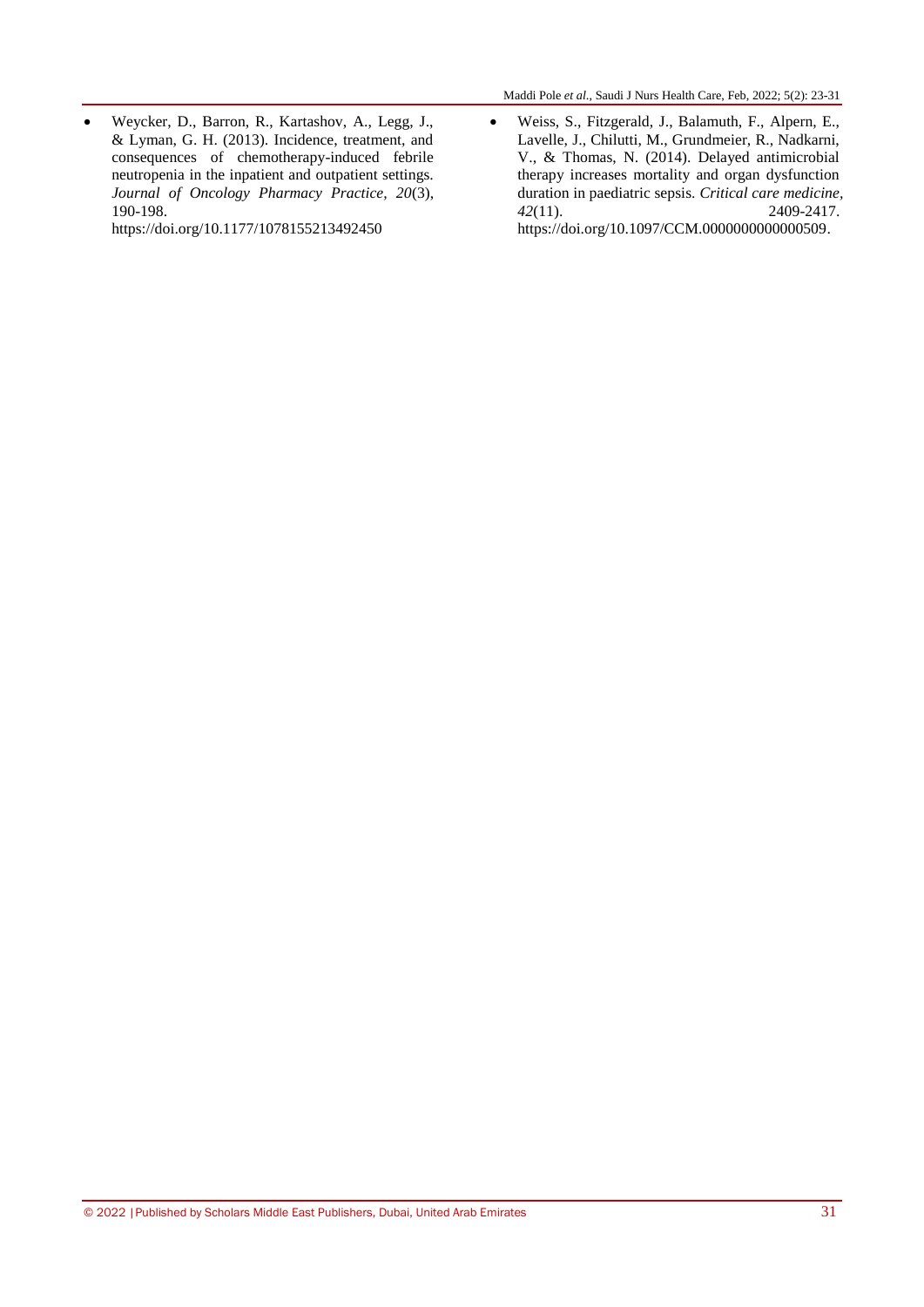- Weycker, D., Barron, R., Kartashov, A., Legg, J., & Lyman, G. H. (2013). Incidence, treatment, and consequences of chemotherapy-induced febrile neutropenia in the inpatient and outpatient settings. *Journal of Oncology Pharmacy Practice, 20*(3), 190-198. https://doi.org/10.1177/1078155213492450
- Weiss, S., Fitzgerald, J., Balamuth, F., Alpern, E., Lavelle, J., Chilutti, M., Grundmeier, R., Nadkarni, V., & Thomas, N. (2014). Delayed antimicrobial therapy increases mortality and organ dysfunction duration in paediatric sepsis. *Critical care medicine, 42*(11). 2409-2417. https://doi.org/10.1097/CCM.0000000000000509.